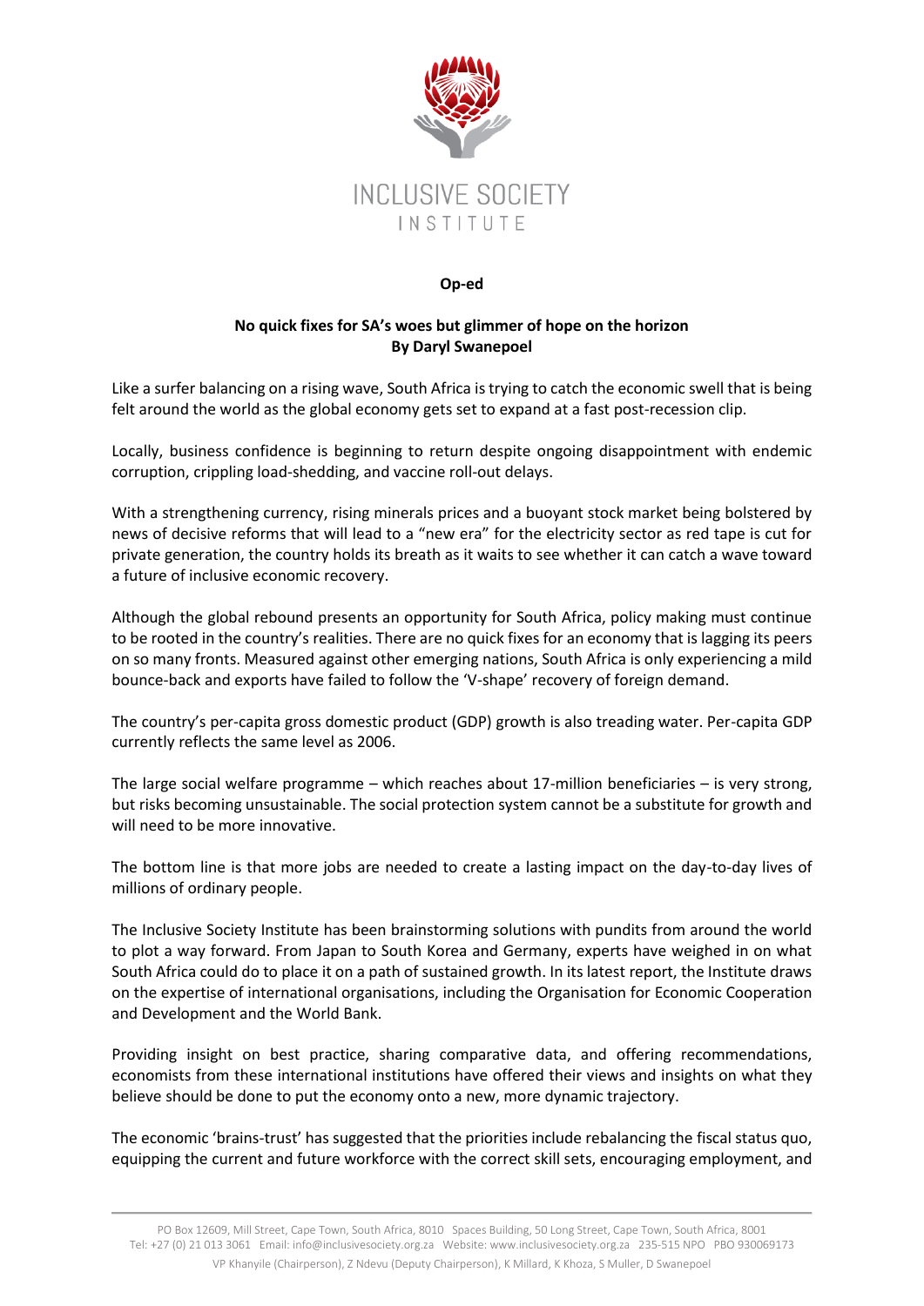INCLUSIVE SOCIETY INSTITUTE

**Op-ed**

**No quick fixes for SA's woes but glimmer of hope on the horizon**
**By Daryl Swanepoel**

Like a surfer balancing on a rising wave, South Africa is trying to catch the economic swell that is being felt around the world as the global economy gets set to expand at a fast post-recession clip.

Locally, business confidence is beginning to return despite ongoing disappointment with endemic corruption, crippling load-shedding, and vaccine roll-out delays.

With a strengthening currency, rising minerals prices and a buoyant stock market being bolstered by news of decisive reforms that will lead to a "new era" for the electricity sector as red tape is cut for private generation, the country holds its breath as it waits to see whether it can catch a wave toward a future of inclusive economic recovery.

Although the global rebound presents an opportunity for South Africa, policy making must continue to be rooted in the country's realities. There are no quick fixes for an economy that is lagging its peers on so many fronts. Measured against other emerging nations, South Africa is only experiencing a mild bounce-back and exports have failed to follow the 'V-shape' recovery of foreign demand.

The country's per-capita gross domestic product (GDP) growth is also treading water. Per-capita GDP currently reflects the same level as 2006.

The large social welfare programme – which reaches about 17-million beneficiaries – is very strong, but risks becoming unsustainable. The social protection system cannot be a substitute for growth and will need to be more innovative.

The bottom line is that more jobs are needed to create a lasting impact on the day-to-day lives of millions of ordinary people.

The Inclusive Society Institute has been brainstorming solutions with pundits from around the world to plot a way forward. From Japan to South Korea and Germany, experts have weighed in on what South Africa could do to place it on a path of sustained growth. In its latest report, the Institute draws on the expertise of international organisations, including the Organisation for Economic Cooperation and Development and the World Bank.

Providing insight on best practice, sharing comparative data, and offering recommendations, economists from these international institutions have offered their views and insights on what they believe should be done to put the economy onto a new, more dynamic trajectory.

The economic 'brains-trust' has suggested that the priorities include rebalancing the fiscal status quo, equipping the current and future workforce with the correct skill sets, encouraging employment, and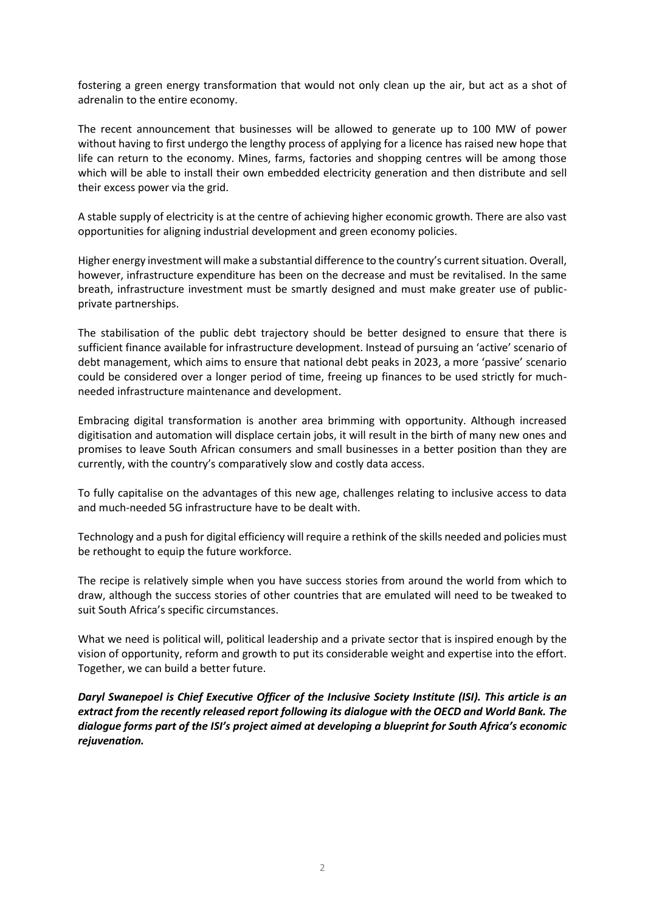fostering a green energy transformation that would not only clean up the air, but act as a shot of adrenalin to the entire economy.

The recent announcement that businesses will be allowed to generate up to 100 MW of power without having to first undergo the lengthy process of applying for a licence has raised new hope that life can return to the economy. Mines, farms, factories and shopping centres will be among those which will be able to install their own embedded electricity generation and then distribute and sell their excess power via the grid.

A stable supply of electricity is at the centre of achieving higher economic growth. There are also vast opportunities for aligning industrial development and green economy policies.

Higher energy investment will make a substantial difference to the country's current situation. Overall, however, infrastructure expenditure has been on the decrease and must be revitalised. In the same breath, infrastructure investment must be smartly designed and must make greater use of public-private partnerships.

The stabilisation of the public debt trajectory should be better designed to ensure that there is sufficient finance available for infrastructure development. Instead of pursuing an 'active' scenario of debt management, which aims to ensure that national debt peaks in 2023, a more 'passive' scenario could be considered over a longer period of time, freeing up finances to be used strictly for much-needed infrastructure maintenance and development.

Embracing digital transformation is another area brimming with opportunity. Although increased digitisation and automation will displace certain jobs, it will result in the birth of many new ones and promises to leave South African consumers and small businesses in a better position than they are currently, with the country's comparatively slow and costly data access.

To fully capitalise on the advantages of this new age, challenges relating to inclusive access to data and much-needed 5G infrastructure have to be dealt with.

Technology and a push for digital efficiency will require a rethink of the skills needed and policies must be rethought to equip the future workforce.

The recipe is relatively simple when you have success stories from around the world from which to draw, although the success stories of other countries that are emulated will need to be tweaked to suit South Africa's specific circumstances.

What we need is political will, political leadership and a private sector that is inspired enough by the vision of opportunity, reform and growth to put its considerable weight and expertise into the effort. Together, we can build a better future.

***Daryl Swanepoel is Chief Executive Officer of the Inclusive Society Institute (ISI). This article is an extract from the recently released report following its dialogue with the OECD and World Bank. The dialogue forms part of the ISI's project aimed at developing a blueprint for South Africa's economic rejuvenation.***